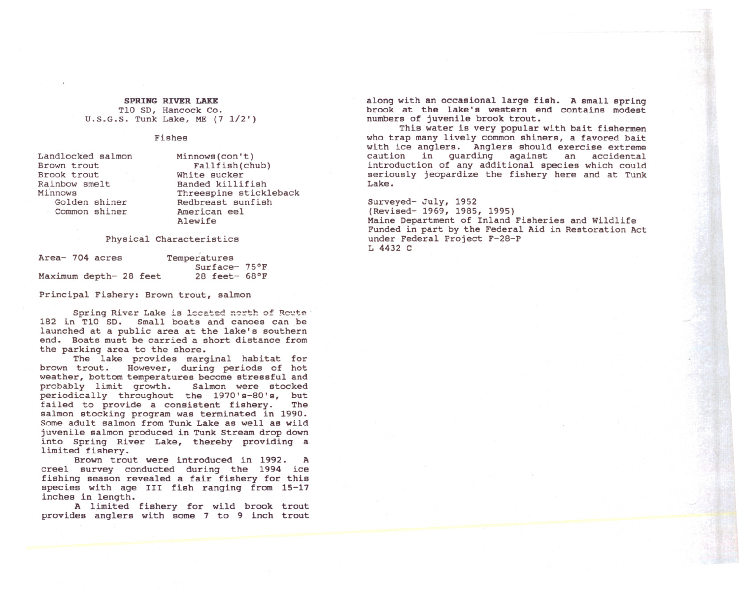# SPRING RIVER LAKE

T10 SD, Hancock Co.
U.S.G.S. Tunk Lake, ME (7 1/2')

## Fishes

| | |
|---|---|
| Landlocked salmon | Minnows(con't) |
| Brown trout | Fallfish(chub) |
| Brook trout | White sucker |
| Rainbow smelt | Banded killifish |
| Minnows | Threespine stickleback |
| Golden shiner | Redbreast sunfish |
| Common shiner | American eel |
| | Alewife |

## Physical Characteristics

Area- 704 acres

Maximum depth- 28 feet

Temperatures
- Surface- 75°F
- 28 feet- 68°F

Principal Fishery: Brown trout, salmon

Spring River Lake is located north of Route 182 in T10 SD. Small boats and canoes can be launched at a public area at the lake's southern end. Boats must be carried a short distance from the parking area to the shore.

The lake provides marginal habitat for brown trout. However, during periods of hot weather, bottom temperatures become stressful and probably limit growth. Salmon were stocked periodically throughout the 1970's-80's, but failed to provide a consistent fishery. The salmon stocking program was terminated in 1990. Some adult salmon from Tunk Lake as well as wild juvenile salmon produced in Tunk Stream drop down into Spring River Lake, thereby providing a limited fishery.

Brown trout were introduced in 1992. A creel survey conducted during the 1994 ice fishing season revealed a fair fishery for this species with age III fish ranging from 15-17 inches in length.

A limited fishery for wild brook trout provides anglers with some 7 to 9 inch trout along with an occasional large fish. A small spring brook at the lake's western end contains modest numbers of juvenile brook trout.

This water is very popular with bait fishermen who trap many lively common shiners, a favored bait with ice anglers. Anglers should exercise extreme caution in guarding against an accidental introduction of any additional species which could seriously jeopardize the fishery here and at Tunk Lake.

Surveyed- July, 1952
(Revised- 1969, 1985, 1995)
Maine Department of Inland Fisheries and Wildlife
Funded in part by the Federal Aid in Restoration Act under Federal Project F-28-P
L 4432 C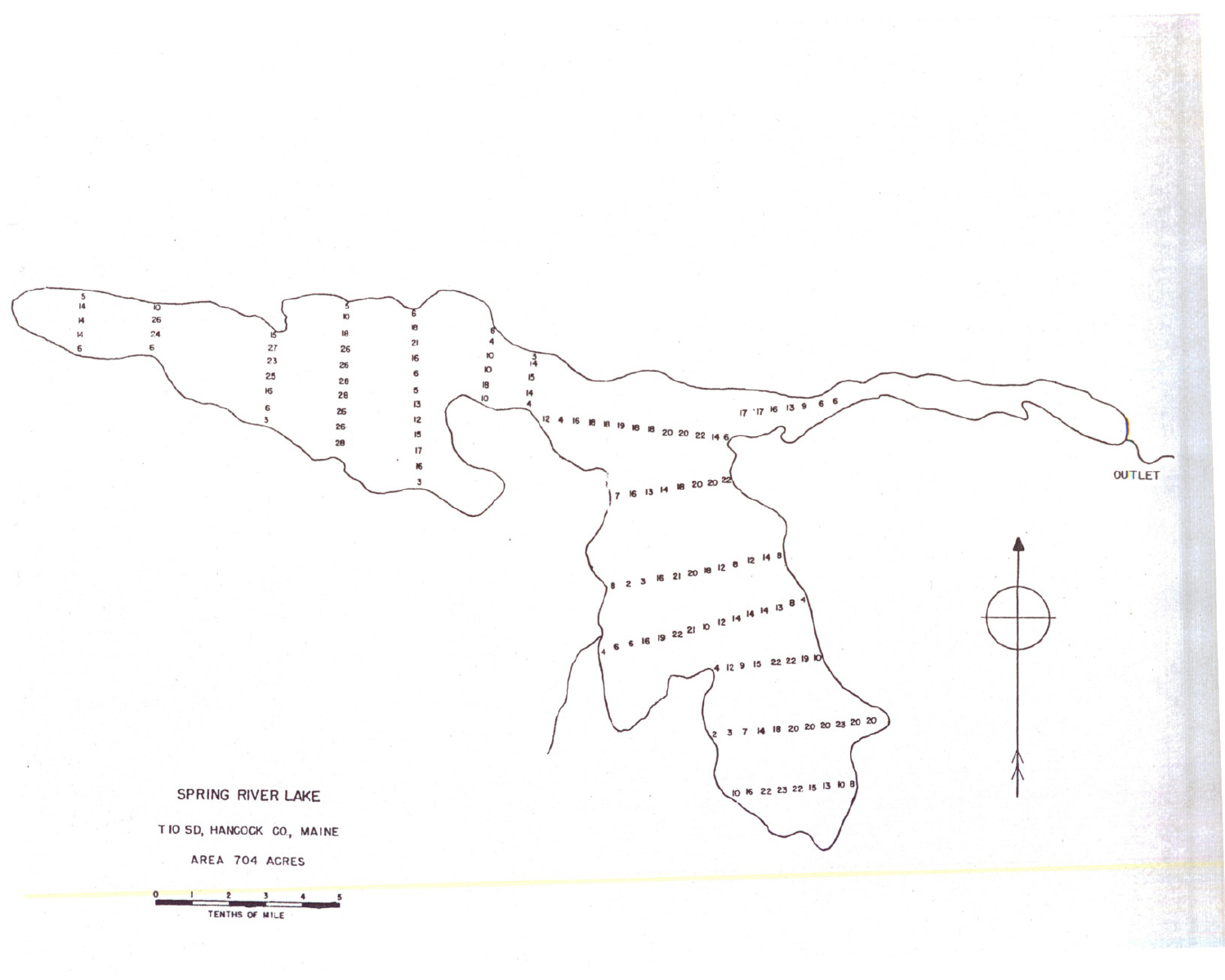SPRING RIVER LAKE

T 10 SD, HANCOCK CO, MAINE

AREA 704 ACRES

0 1 2 3 4 5

TENTHS OF MILE

OUTLET